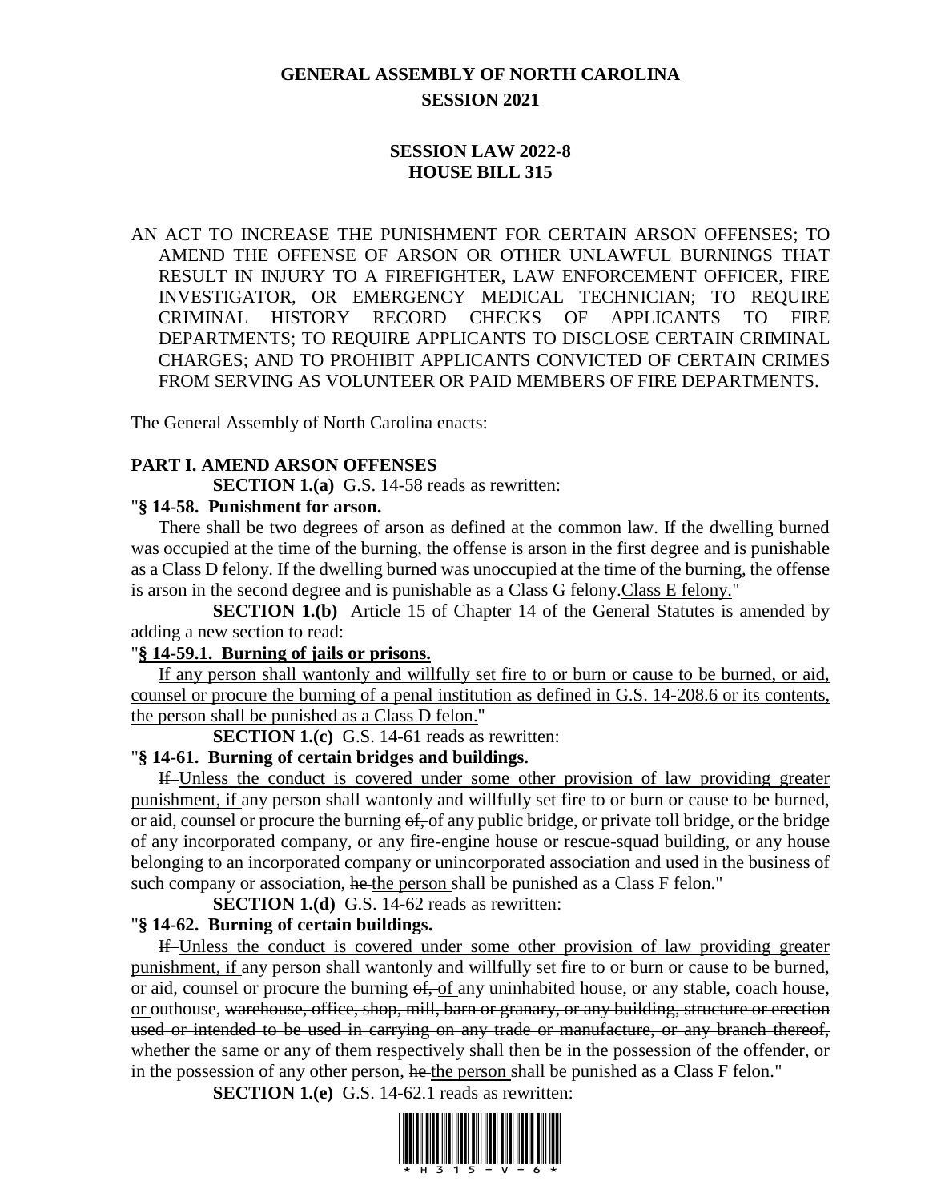# GENERAL ASSEMBLY OF NORTH CAROLINA
## SESSION 2021

### SESSION LAW 2022-8
### HOUSE BILL 315

AN ACT TO INCREASE THE PUNISHMENT FOR CERTAIN ARSON OFFENSES; TO AMEND THE OFFENSE OF ARSON OR OTHER UNLAWFUL BURNINGS THAT RESULT IN INJURY TO A FIREFIGHTER, LAW ENFORCEMENT OFFICER, FIRE INVESTIGATOR, OR EMERGENCY MEDICAL TECHNICIAN; TO REQUIRE CRIMINAL HISTORY RECORD CHECKS OF APPLICANTS TO FIRE DEPARTMENTS; TO REQUIRE APPLICANTS TO DISCLOSE CERTAIN CRIMINAL CHARGES; AND TO PROHIBIT APPLICANTS CONVICTED OF CERTAIN CRIMES FROM SERVING AS VOLUNTEER OR PAID MEMBERS OF FIRE DEPARTMENTS.

The General Assembly of North Carolina enacts:

**PART I. AMEND ARSON OFFENSES**

**SECTION 1.(a)** G.S. 14-58 reads as rewritten:

"**§ 14-58. Punishment for arson.**

There shall be two degrees of arson as defined at the common law. If the dwelling burned was occupied at the time of the burning, the offense is arson in the first degree and is punishable as a Class D felony. If the dwelling burned was unoccupied at the time of the burning, the offense is arson in the second degree and is punishable as a ~~Class G felony.~~<u>Class E felony.</u>"

**SECTION 1.(b)** Article 15 of Chapter 14 of the General Statutes is amended by adding a new section to read:

"<u>**§ 14-59.1. Burning of jails or prisons.**</u>

<u>If any person shall wantonly and willfully set fire to or burn or cause to be burned, or aid, counsel or procure the burning of a penal institution as defined in G.S. 14-208.6 or its contents, the person shall be punished as a Class D felon.</u>"

**SECTION 1.(c)** G.S. 14-61 reads as rewritten:

"**§ 14-61. Burning of certain bridges and buildings.**

~~If~~ <u>Unless the conduct is covered under some other provision of law providing greater punishment, if</u> any person shall wantonly and willfully set fire to or burn or cause to be burned, or aid, counsel or procure the burning ~~of,~~ <u>of</u> any public bridge, or private toll bridge, or the bridge of any incorporated company, or any fire-engine house or rescue-squad building, or any house belonging to an incorporated company or unincorporated association and used in the business of such company or association, ~~he~~ <u>the person</u> shall be punished as a Class F felon."

**SECTION 1.(d)** G.S. 14-62 reads as rewritten:

"**§ 14-62. Burning of certain buildings.**

~~If~~ <u>Unless the conduct is covered under some other provision of law providing greater punishment, if</u> any person shall wantonly and willfully set fire to or burn or cause to be burned, or aid, counsel or procure the burning ~~of,~~ <u>of</u> any uninhabited house, or any stable, coach house, <u>or</u> outhouse, ~~warehouse, office, shop, mill, barn or granary, or any building, structure or erection used or intended to be used in carrying on any trade or manufacture, or any branch thereof,~~ whether the same or any of them respectively shall then be in the possession of the offender, or in the possession of any other person, ~~he~~ <u>the person</u> shall be punished as a Class F felon."

**SECTION 1.(e)** G.S. 14-62.1 reads as rewritten: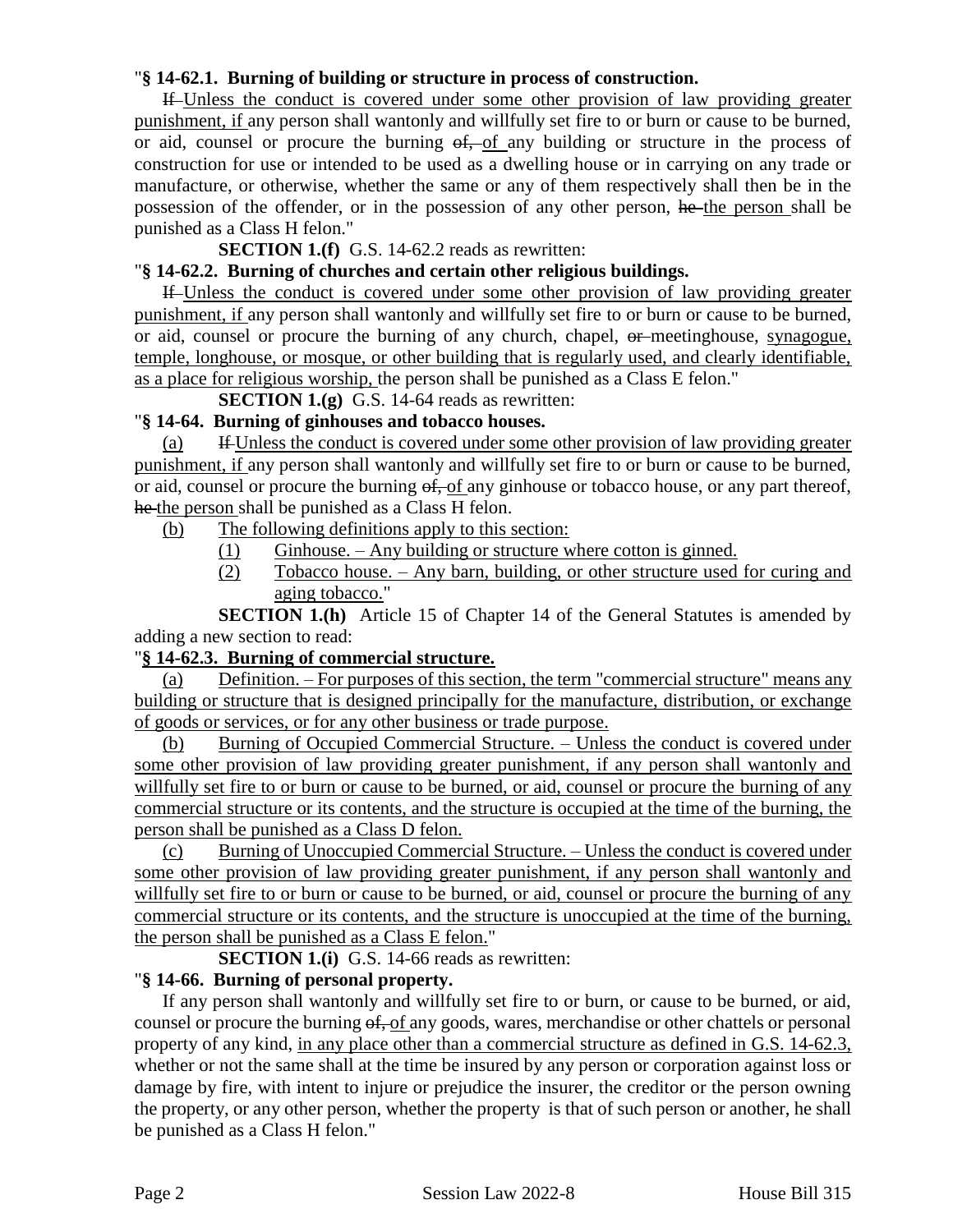"**§ 14-62.1. Burning of building or structure in process of construction.**

~~If~~ Unless the conduct is covered under some other provision of law providing greater punishment, if any person shall wantonly and willfully set fire to or burn or cause to be burned, or aid, counsel or procure the burning ~~of,~~ of any building or structure in the process of construction for use or intended to be used as a dwelling house or in carrying on any trade or manufacture, or otherwise, whether the same or any of them respectively shall then be in the possession of the offender, or in the possession of any other person, ~~he~~ the person shall be punished as a Class H felon."

**SECTION 1.(f)** G.S. 14-62.2 reads as rewritten:

"**§ 14-62.2. Burning of churches and certain other religious buildings.**

~~If~~ Unless the conduct is covered under some other provision of law providing greater punishment, if any person shall wantonly and willfully set fire to or burn or cause to be burned, or aid, counsel or procure the burning of any church, chapel, ~~or~~ meetinghouse, synagogue, temple, longhouse, or mosque, or other building that is regularly used, and clearly identifiable, as a place for religious worship, the person shall be punished as a Class E felon."

**SECTION 1.(g)** G.S. 14-64 reads as rewritten:

"**§ 14-64. Burning of ginhouses and tobacco houses.**

(a) ~~If~~ Unless the conduct is covered under some other provision of law providing greater punishment, if any person shall wantonly and willfully set fire to or burn or cause to be burned, or aid, counsel or procure the burning ~~of,~~ of any ginhouse or tobacco house, or any part thereof, ~~he~~ the person shall be punished as a Class H felon.

(b) The following definitions apply to this section:

(1) Ginhouse. – Any building or structure where cotton is ginned.

(2) Tobacco house. – Any barn, building, or other structure used for curing and aging tobacco."

**SECTION 1.(h)** Article 15 of Chapter 14 of the General Statutes is amended by adding a new section to read:

"**§ 14-62.3. Burning of commercial structure.**

(a) Definition. – For purposes of this section, the term "commercial structure" means any building or structure that is designed principally for the manufacture, distribution, or exchange of goods or services, or for any other business or trade purpose.

(b) Burning of Occupied Commercial Structure. – Unless the conduct is covered under some other provision of law providing greater punishment, if any person shall wantonly and willfully set fire to or burn or cause to be burned, or aid, counsel or procure the burning of any commercial structure or its contents, and the structure is occupied at the time of the burning, the person shall be punished as a Class D felon.

(c) Burning of Unoccupied Commercial Structure. – Unless the conduct is covered under some other provision of law providing greater punishment, if any person shall wantonly and willfully set fire to or burn or cause to be burned, or aid, counsel or procure the burning of any commercial structure or its contents, and the structure is unoccupied at the time of the burning, the person shall be punished as a Class E felon."

**SECTION 1.(i)** G.S. 14-66 reads as rewritten:

"**§ 14-66. Burning of personal property.**

If any person shall wantonly and willfully set fire to or burn, or cause to be burned, or aid, counsel or procure the burning ~~of,~~ of any goods, wares, merchandise or other chattels or personal property of any kind, in any place other than a commercial structure as defined in G.S. 14-62.3, whether or not the same shall at the time be insured by any person or corporation against loss or damage by fire, with intent to injure or prejudice the insurer, the creditor or the person owning the property, or any other person, whether the property is that of such person or another, he shall be punished as a Class H felon."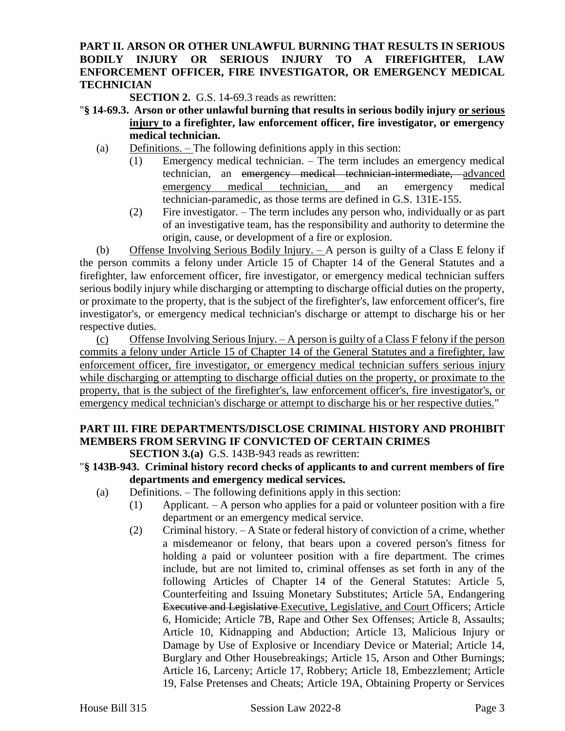**PART II. ARSON OR OTHER UNLAWFUL BURNING THAT RESULTS IN SERIOUS BODILY INJURY OR SERIOUS INJURY TO A FIREFIGHTER, LAW ENFORCEMENT OFFICER, FIRE INVESTIGATOR, OR EMERGENCY MEDICAL TECHNICIAN**

**SECTION 2.** G.S. 14-69.3 reads as rewritten:

"**§ 14-69.3. Arson or other unlawful burning that results in serious bodily injury <u>or serious injury</u> to a firefighter, law enforcement officer, fire investigator, or emergency medical technician.**

(a) <u>Definitions. –</u> The following definitions apply in this section:

(1) Emergency medical technician. – The term includes an emergency medical technician, an ~~emergency medical technician-intermediate,~~ <u>advanced emergency medical technician,</u> and an emergency medical technician-paramedic, as those terms are defined in G.S. 131E-155.

(2) Fire investigator. – The term includes any person who, individually or as part of an investigative team, has the responsibility and authority to determine the origin, cause, or development of a fire or explosion.

(b) <u>Offense Involving Serious Bodily Injury. –</u> A person is guilty of a Class E felony if the person commits a felony under Article 15 of Chapter 14 of the General Statutes and a firefighter, law enforcement officer, fire investigator, or emergency medical technician suffers serious bodily injury while discharging or attempting to discharge official duties on the property, or proximate to the property, that is the subject of the firefighter's, law enforcement officer's, fire investigator's, or emergency medical technician's discharge or attempt to discharge his or her respective duties.

<u>(c) Offense Involving Serious Injury. – A person is guilty of a Class F felony if the person commits a felony under Article 15 of Chapter 14 of the General Statutes and a firefighter, law enforcement officer, fire investigator, or emergency medical technician suffers serious injury while discharging or attempting to discharge official duties on the property, or proximate to the property, that is the subject of the firefighter's, law enforcement officer's, fire investigator's, or emergency medical technician's discharge or attempt to discharge his or her respective duties.</u>"

**PART III. FIRE DEPARTMENTS/DISCLOSE CRIMINAL HISTORY AND PROHIBIT MEMBERS FROM SERVING IF CONVICTED OF CERTAIN CRIMES**

**SECTION 3.(a)** G.S. 143B-943 reads as rewritten:

"**§ 143B-943. Criminal history record checks of applicants to and current members of fire departments and emergency medical services.**

(a) Definitions. – The following definitions apply in this section:

(1) Applicant. – A person who applies for a paid or volunteer position with a fire department or an emergency medical service.

(2) Criminal history. – A State or federal history of conviction of a crime, whether a misdemeanor or felony, that bears upon a covered person's fitness for holding a paid or volunteer position with a fire department. The crimes include, but are not limited to, criminal offenses as set forth in any of the following Articles of Chapter 14 of the General Statutes: Article 5, Counterfeiting and Issuing Monetary Substitutes; Article 5A, Endangering ~~Executive and Legislative~~ <u>Executive, Legislative, and Court</u> Officers; Article 6, Homicide; Article 7B, Rape and Other Sex Offenses; Article 8, Assaults; Article 10, Kidnapping and Abduction; Article 13, Malicious Injury or Damage by Use of Explosive or Incendiary Device or Material; Article 14, Burglary and Other Housebreakings; Article 15, Arson and Other Burnings; Article 16, Larceny; Article 17, Robbery; Article 18, Embezzlement; Article 19, False Pretenses and Cheats; Article 19A, Obtaining Property or Services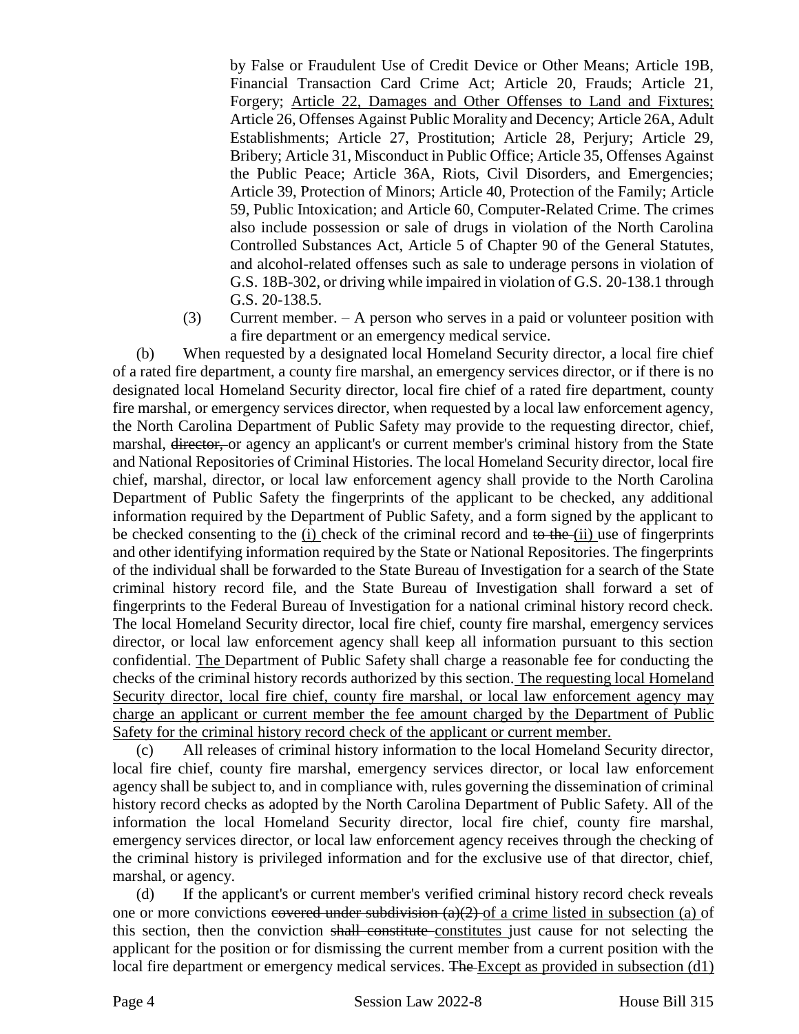by False or Fraudulent Use of Credit Device or Other Means; Article 19B, Financial Transaction Card Crime Act; Article 20, Frauds; Article 21, Forgery; <u>Article 22, Damages and Other Offenses to Land and Fixtures;</u> Article 26, Offenses Against Public Morality and Decency; Article 26A, Adult Establishments; Article 27, Prostitution; Article 28, Perjury; Article 29, Bribery; Article 31, Misconduct in Public Office; Article 35, Offenses Against the Public Peace; Article 36A, Riots, Civil Disorders, and Emergencies; Article 39, Protection of Minors; Article 40, Protection of the Family; Article 59, Public Intoxication; and Article 60, Computer-Related Crime. The crimes also include possession or sale of drugs in violation of the North Carolina Controlled Substances Act, Article 5 of Chapter 90 of the General Statutes, and alcohol-related offenses such as sale to underage persons in violation of G.S. 18B-302, or driving while impaired in violation of G.S. 20-138.1 through G.S. 20-138.5.

(3) Current member. – A person who serves in a paid or volunteer position with a fire department or an emergency medical service.

(b) When requested by a designated local Homeland Security director, a local fire chief of a rated fire department, a county fire marshal, an emergency services director, or if there is no designated local Homeland Security director, local fire chief of a rated fire department, county fire marshal, or emergency services director, when requested by a local law enforcement agency, the North Carolina Department of Public Safety may provide to the requesting director, chief, marshal, ~~director,~~ or agency an applicant's or current member's criminal history from the State and National Repositories of Criminal Histories. The local Homeland Security director, local fire chief, marshal, director, or local law enforcement agency shall provide to the North Carolina Department of Public Safety the fingerprints of the applicant to be checked, any additional information required by the Department of Public Safety, and a form signed by the applicant to be checked consenting to the <u>(i)</u> check of the criminal record and ~~to the~~ <u>(ii)</u> use of fingerprints and other identifying information required by the State or National Repositories. The fingerprints of the individual shall be forwarded to the State Bureau of Investigation for a search of the State criminal history record file, and the State Bureau of Investigation shall forward a set of fingerprints to the Federal Bureau of Investigation for a national criminal history record check. The local Homeland Security director, local fire chief, county fire marshal, emergency services director, or local law enforcement agency shall keep all information pursuant to this section confidential. <u>The</u> Department of Public Safety shall charge a reasonable fee for conducting the checks of the criminal history records authorized by this section. <u>The requesting local Homeland Security director, local fire chief, county fire marshal, or local law enforcement agency may charge an applicant or current member the fee amount charged by the Department of Public Safety for the criminal history record check of the applicant or current member.</u>

(c) All releases of criminal history information to the local Homeland Security director, local fire chief, county fire marshal, emergency services director, or local law enforcement agency shall be subject to, and in compliance with, rules governing the dissemination of criminal history record checks as adopted by the North Carolina Department of Public Safety. All of the information the local Homeland Security director, local fire chief, county fire marshal, emergency services director, or local law enforcement agency receives through the checking of the criminal history is privileged information and for the exclusive use of that director, chief, marshal, or agency.

(d) If the applicant's or current member's verified criminal history record check reveals one or more convictions ~~covered under subdivision (a)(2)~~ <u>of a crime listed in subsection (a)</u> of this section, then the conviction ~~shall constitute~~ <u>constitutes</u> just cause for not selecting the applicant for the position or for dismissing the current member from a current position with the local fire department or emergency medical services. ~~The~~ <u>Except as provided in subsection (d1)</u>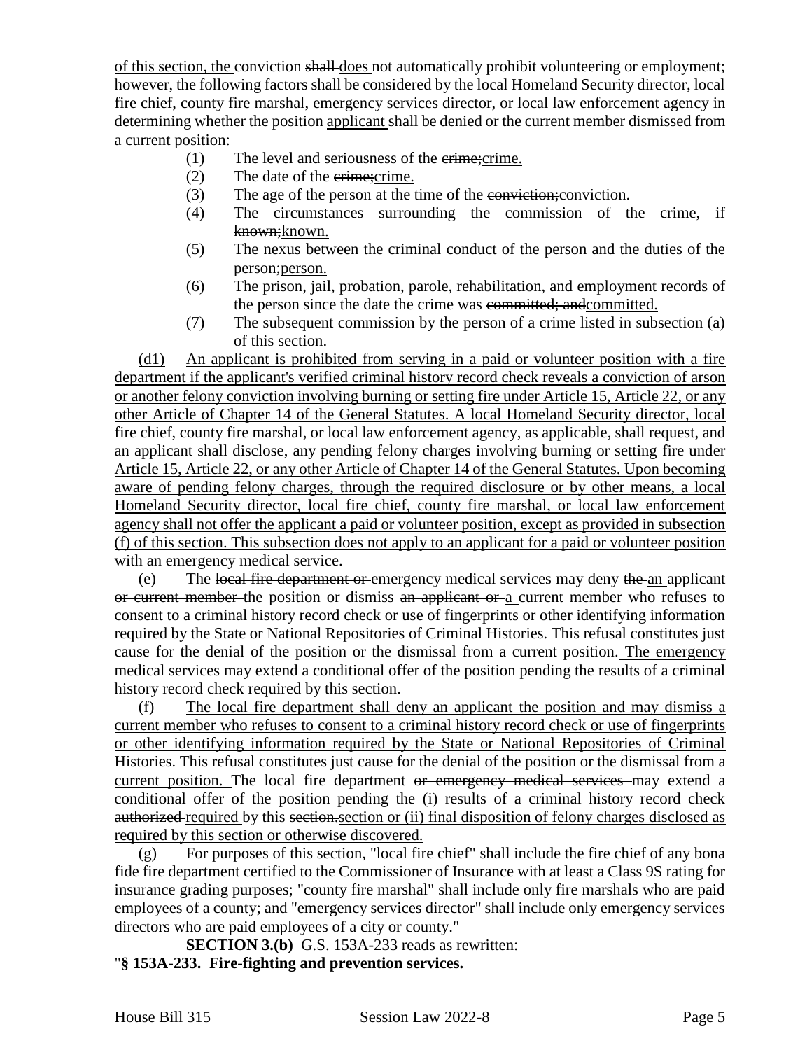of this section, the conviction shall does not automatically prohibit volunteering or employment; however, the following factors shall be considered by the local Homeland Security director, local fire chief, county fire marshal, emergency services director, or local law enforcement agency in determining whether the position applicant shall be denied or the current member dismissed from a current position:

(1) The level and seriousness of the crime;crime.

(2) The date of the crime;crime.

(3) The age of the person at the time of the conviction;conviction.

(4) The circumstances surrounding the commission of the crime, if known;known.

(5) The nexus between the criminal conduct of the person and the duties of the person;person.

(6) The prison, jail, probation, parole, rehabilitation, and employment records of the person since the date the crime was committed; andcommitted.

(7) The subsequent commission by the person of a crime listed in subsection (a) of this section.

(d1) An applicant is prohibited from serving in a paid or volunteer position with a fire department if the applicant's verified criminal history record check reveals a conviction of arson or another felony conviction involving burning or setting fire under Article 15, Article 22, or any other Article of Chapter 14 of the General Statutes. A local Homeland Security director, local fire chief, county fire marshal, or local law enforcement agency, as applicable, shall request, and an applicant shall disclose, any pending felony charges involving burning or setting fire under Article 15, Article 22, or any other Article of Chapter 14 of the General Statutes. Upon becoming aware of pending felony charges, through the required disclosure or by other means, a local Homeland Security director, local fire chief, county fire marshal, or local law enforcement agency shall not offer the applicant a paid or volunteer position, except as provided in subsection (f) of this section. This subsection does not apply to an applicant for a paid or volunteer position with an emergency medical service.

(e) The local fire department or emergency medical services may deny the an applicant or current member the position or dismiss an applicant or a current member who refuses to consent to a criminal history record check or use of fingerprints or other identifying information required by the State or National Repositories of Criminal Histories. This refusal constitutes just cause for the denial of the position or the dismissal from a current position. The emergency medical services may extend a conditional offer of the position pending the results of a criminal history record check required by this section.

(f) The local fire department shall deny an applicant the position and may dismiss a current member who refuses to consent to a criminal history record check or use of fingerprints or other identifying information required by the State or National Repositories of Criminal Histories. This refusal constitutes just cause for the denial of the position or the dismissal from a current position. The local fire department or emergency medical services may extend a conditional offer of the position pending the (i) results of a criminal history record check authorized required by this section.section or (ii) final disposition of felony charges disclosed as required by this section or otherwise discovered.

(g) For purposes of this section, "local fire chief" shall include the fire chief of any bona fide fire department certified to the Commissioner of Insurance with at least a Class 9S rating for insurance grading purposes; "county fire marshal" shall include only fire marshals who are paid employees of a county; and "emergency services director" shall include only emergency services directors who are paid employees of a city or county."

**SECTION 3.(b)** G.S. 153A-233 reads as rewritten:

"**§ 153A-233. Fire-fighting and prevention services.**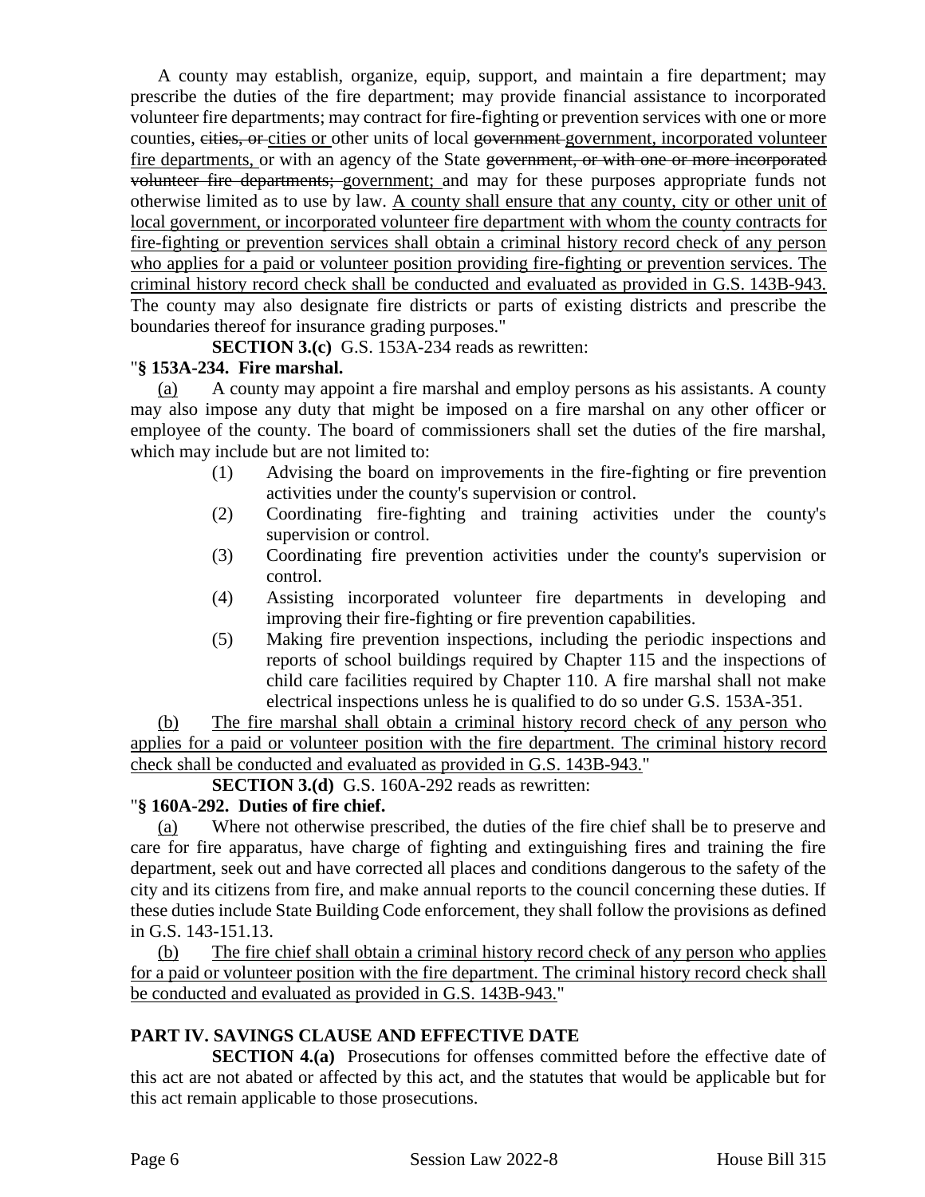A county may establish, organize, equip, support, and maintain a fire department; may prescribe the duties of the fire department; may provide financial assistance to incorporated volunteer fire departments; may contract for fire-fighting or prevention services with one or more counties, ~~cities, or~~ cities or other units of local ~~government~~ government, incorporated volunteer fire departments, or with an agency of the State ~~government, or with one or more incorporated volunteer fire departments;~~ government; and may for these purposes appropriate funds not otherwise limited as to use by law. A county shall ensure that any county, city or other unit of local government, or incorporated volunteer fire department with whom the county contracts for fire-fighting or prevention services shall obtain a criminal history record check of any person who applies for a paid or volunteer position providing fire-fighting or prevention services. The criminal history record check shall be conducted and evaluated as provided in G.S. 143B-943. The county may also designate fire districts or parts of existing districts and prescribe the boundaries thereof for insurance grading purposes."

**SECTION 3.(c)** G.S. 153A-234 reads as rewritten:

"**§ 153A-234. Fire marshal.**

(a) A county may appoint a fire marshal and employ persons as his assistants. A county may also impose any duty that might be imposed on a fire marshal on any other officer or employee of the county. The board of commissioners shall set the duties of the fire marshal, which may include but are not limited to:

(1) Advising the board on improvements in the fire-fighting or fire prevention activities under the county's supervision or control.

(2) Coordinating fire-fighting and training activities under the county's supervision or control.

(3) Coordinating fire prevention activities under the county's supervision or control.

(4) Assisting incorporated volunteer fire departments in developing and improving their fire-fighting or fire prevention capabilities.

(5) Making fire prevention inspections, including the periodic inspections and reports of school buildings required by Chapter 115 and the inspections of child care facilities required by Chapter 110. A fire marshal shall not make electrical inspections unless he is qualified to do so under G.S. 153A-351.

(b) The fire marshal shall obtain a criminal history record check of any person who applies for a paid or volunteer position with the fire department. The criminal history record check shall be conducted and evaluated as provided in G.S. 143B-943."

**SECTION 3.(d)** G.S. 160A-292 reads as rewritten:

"**§ 160A-292. Duties of fire chief.**

(a) Where not otherwise prescribed, the duties of the fire chief shall be to preserve and care for fire apparatus, have charge of fighting and extinguishing fires and training the fire department, seek out and have corrected all places and conditions dangerous to the safety of the city and its citizens from fire, and make annual reports to the council concerning these duties. If these duties include State Building Code enforcement, they shall follow the provisions as defined in G.S. 143-151.13.

(b) The fire chief shall obtain a criminal history record check of any person who applies for a paid or volunteer position with the fire department. The criminal history record check shall be conducted and evaluated as provided in G.S. 143B-943."

## PART IV. SAVINGS CLAUSE AND EFFECTIVE DATE

**SECTION 4.(a)** Prosecutions for offenses committed before the effective date of this act are not abated or affected by this act, and the statutes that would be applicable but for this act remain applicable to those prosecutions.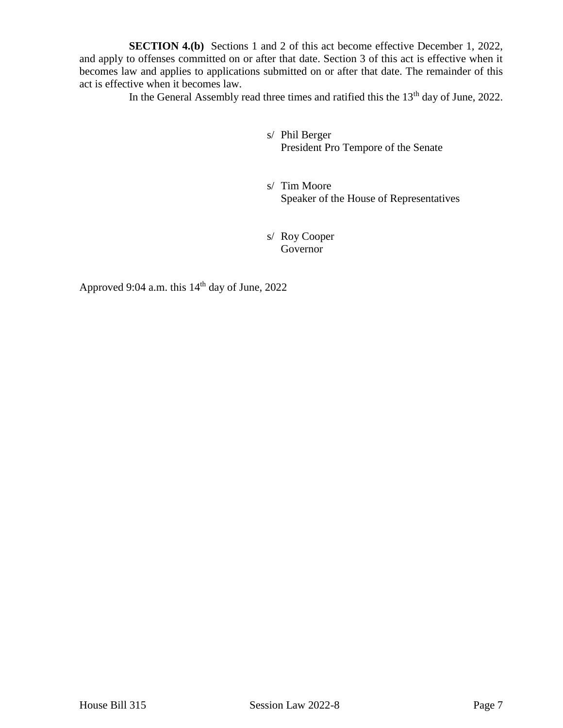**SECTION 4.(b)** Sections 1 and 2 of this act become effective December 1, 2022, and apply to offenses committed on or after that date. Section 3 of this act is effective when it becomes law and applies to applications submitted on or after that date. The remainder of this act is effective when it becomes law.

In the General Assembly read three times and ratified this the 13th day of June, 2022.

s/ Phil Berger
President Pro Tempore of the Senate

s/ Tim Moore
Speaker of the House of Representatives

s/ Roy Cooper
Governor

Approved 9:04 a.m. this 14th day of June, 2022